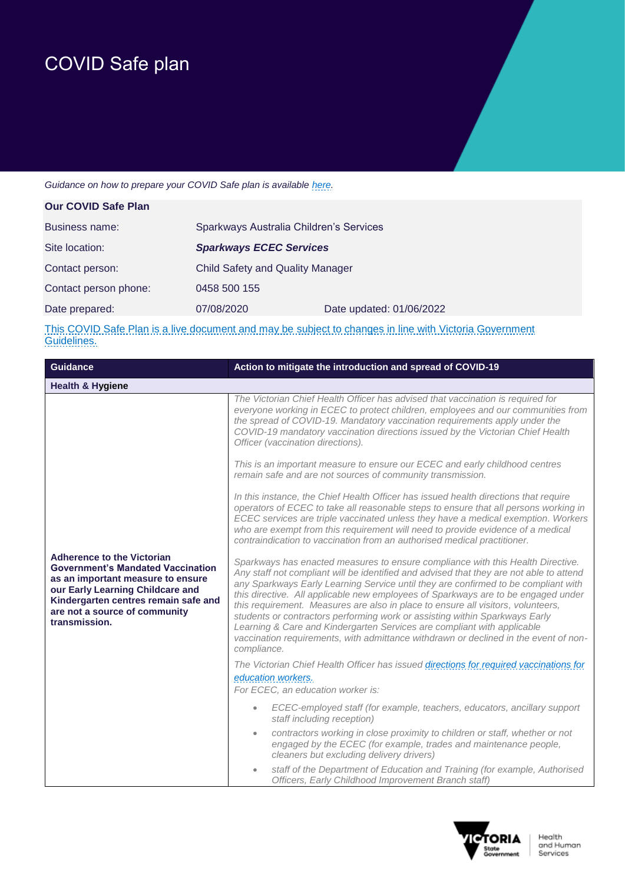# COVID Safe plan

*Guidance on how to prepare your COVID Safe plan is available [here](#).*

| Our COVID Safe Plan | | |
|---|---|---|
| Business name: | Sparkways Australia Children's Services | |
| Site location: | ***Sparkways ECEC Services*** | |
| Contact person: | Child Safety and Quality Manager | |
| Contact person phone: | 0458 500 155 | |
| Date prepared: | 07/08/2020 | Date updated: 01/06/2022 |

This COVID Safe Plan is a live document and may be subject to changes in line with Victoria Government Guidelines.

| Guidance | Action to mitigate the introduction and spread of COVID-19 |
|---|---|
| **Health & Hygiene** | |
| **Adherence to the Victorian Government's Mandated Vaccination as an important measure to ensure our Early Learning Childcare and Kindergarten centres remain safe and are not a source of community transmission.** | *The Victorian Chief Health Officer has advised that vaccination is required for everyone working in ECEC to protect children, employees and our communities from the spread of COVID-19. Mandatory vaccination requirements apply under the COVID-19 mandatory vaccination directions issued by the Victorian Chief Health Officer (vaccination directions).*<br><br>*This is an important measure to ensure our ECEC and early childhood centres remain safe and are not sources of community transmission.*<br><br>*In this instance, the Chief Health Officer has issued health directions that require operators of ECEC to take all reasonable steps to ensure that all persons working in ECEC services are triple vaccinated unless they have a medical exemption. Workers who are exempt from this requirement will need to provide evidence of a medical contraindication to vaccination from an authorised medical practitioner.*<br><br>*Sparkways has enacted measures to ensure compliance with this Health Directive. Any staff not compliant will be identified and advised that they are not able to attend any Sparkways Early Learning Service until they are confirmed to be compliant with this directive. All applicable new employees of Sparkways are to be engaged under this requirement. Measures are also in place to ensure all visitors, volunteers, students or contractors performing work or assisting within Sparkways Early Learning & Care and Kindergarten Services are compliant with applicable vaccination requirements, with admittance withdrawn or declined in the event of non-compliance.*<br><br>*The Victorian Chief Health Officer has issued [directions for required vaccinations for education workers.](#)*<br>*For ECEC, an education worker is:*<br><br>• *ECEC-employed staff (for example, teachers, educators, ancillary support staff including reception)*<br>• *contractors working in close proximity to children or staff, whether or not engaged by the ECEC (for example, trades and maintenance people, cleaners but excluding delivery drivers)*<br>• *staff of the Department of Education and Training (for example, Authorised Officers, Early Childhood Improvement Branch staff)* |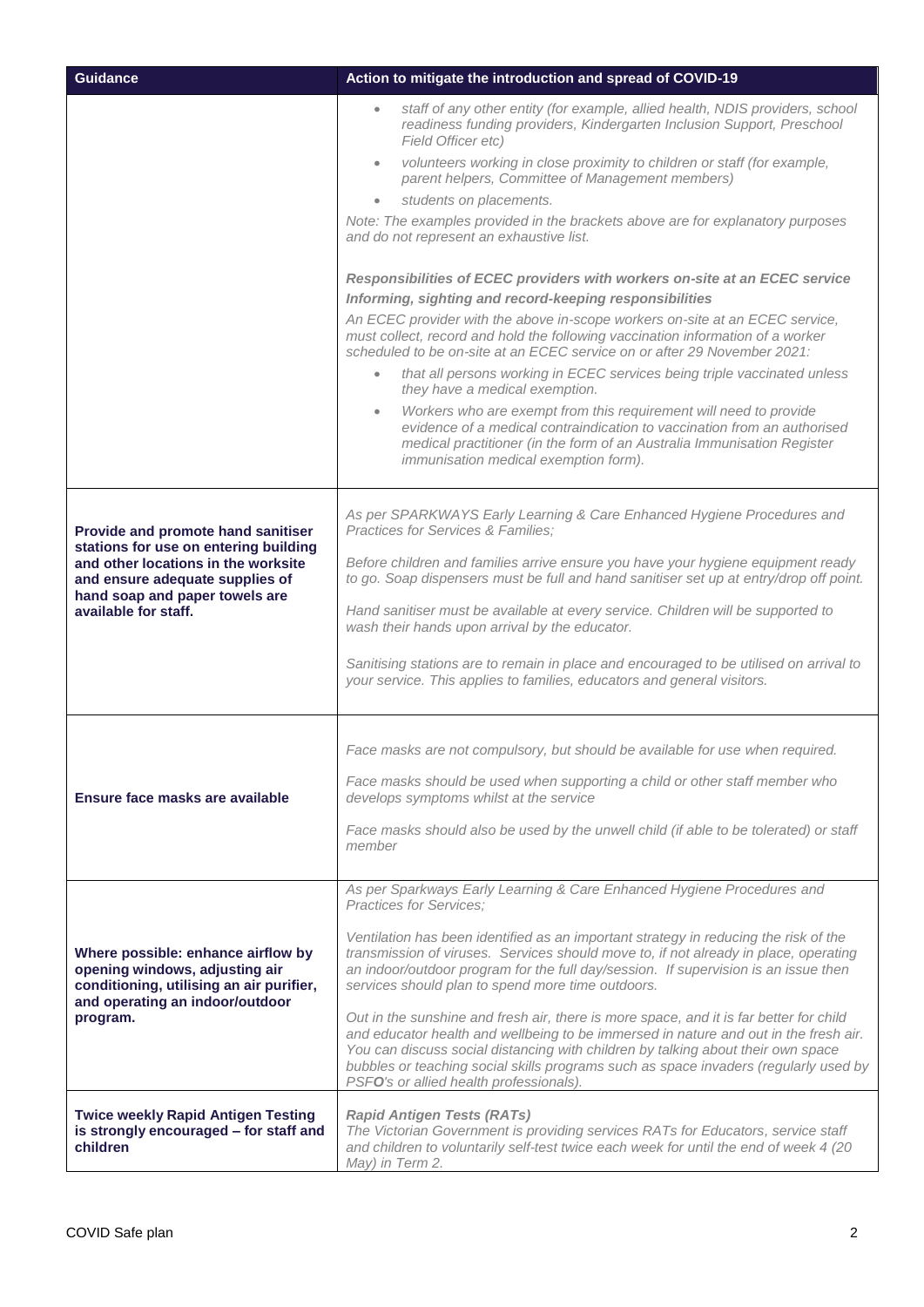| Guidance | Action to mitigate the introduction and spread of COVID-19 |
|---|---|
| | • *staff of any other entity (for example, allied health, NDIS providers, school readiness funding providers, Kindergarten Inclusion Support, Preschool Field Officer etc)*<br>• *volunteers working in close proximity to children or staff (for example, parent helpers, Committee of Management members)*<br>• *students on placements.*<br>*Note: The examples provided in the brackets above are for explanatory purposes and do not represent an exhaustive list.*<br><br>***Responsibilities of ECEC providers with workers on-site at an ECEC service***<br>***Informing, sighting and record-keeping responsibilities***<br>*An ECEC provider with the above in-scope workers on-site at an ECEC service, must collect, record and hold the following vaccination information of a worker scheduled to be on-site at an ECEC service on or after 29 November 2021:*<br>• *that all persons working in ECEC services being triple vaccinated unless they have a medical exemption.*<br>• *Workers who are exempt from this requirement will need to provide evidence of a medical contraindication to vaccination from an authorised medical practitioner (in the form of an Australia Immunisation Register immunisation medical exemption form).* |
| **Provide and promote hand sanitiser stations for use on entering building and other locations in the worksite and ensure adequate supplies of hand soap and paper towels are available for staff.** | *As per SPARKWAYS Early Learning & Care Enhanced Hygiene Procedures and Practices for Services & Families;*<br><br>*Before children and families arrive ensure you have your hygiene equipment ready to go. Soap dispensers must be full and hand sanitiser set up at entry/drop off point.*<br><br>*Hand sanitiser must be available at every service. Children will be supported to wash their hands upon arrival by the educator.*<br><br>*Sanitising stations are to remain in place and encouraged to be utilised on arrival to your service. This applies to families, educators and general visitors.* |
| **Ensure face masks are available** | *Face masks are not compulsory, but should be available for use when required.*<br><br>*Face masks should be used when supporting a child or other staff member who develops symptoms whilst at the service*<br><br>*Face masks should also be used by the unwell child (if able to be tolerated) or staff member* |
| **Where possible: enhance airflow by opening windows, adjusting air conditioning, utilising an air purifier, and operating an indoor/outdoor program.** | *As per Sparkways Early Learning & Care Enhanced Hygiene Procedures and Practices for Services;*<br><br>*Ventilation has been identified as an important strategy in reducing the risk of the transmission of viruses. Services should move to, if not already in place, operating an indoor/outdoor program for the full day/session. If supervision is an issue then services should plan to spend more time outdoors.*<br><br>*Out in the sunshine and fresh air, there is more space, and it is far better for child and educator health and wellbeing to be immersed in nature and out in the fresh air. You can discuss social distancing with children by talking about their own space bubbles or teaching social skills programs such as space invaders (regularly used by PSF**O**'s or allied health professionals).* |
| **Twice weekly Rapid Antigen Testing is strongly encouraged – for staff and children** | ***Rapid Antigen Tests (RATs)***<br>*The Victorian Government is providing services RATs for Educators, service staff and children to voluntarily self-test twice each week for until the end of week 4 (20 May) in Term 2.* |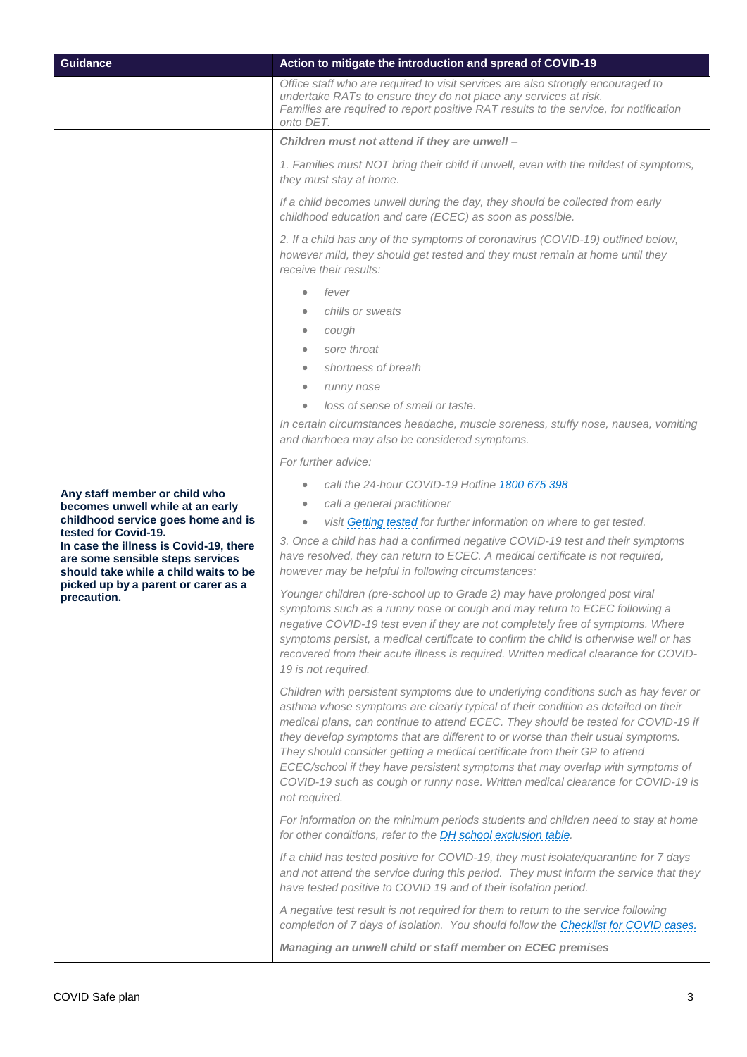| Guidance | Action to mitigate the introduction and spread of COVID-19 |
|---|---|
| | *Office staff who are required to visit services are also strongly encouraged to undertake RATs to ensure they do not place any services at risk.* <br> *Families are required to report positive RAT results to the service, for notification onto DET.* |
| **Any staff member or child who becomes unwell while at an early childhood service goes home and is tested for Covid-19.** <br> **In case the illness is Covid-19, there are some sensible steps services should take while a child waits to be picked up by a parent or carer as a precaution.** | ***Children must not attend if they are unwell –*** <br><br> *1. Families must NOT bring their child if unwell, even with the mildest of symptoms, they must stay at home.* <br><br> *If a child becomes unwell during the day, they should be collected from early childhood education and care (ECEC) as soon as possible.* <br><br> *2. If a child has any of the symptoms of coronavirus (COVID-19) outlined below, however mild, they should get tested and they must remain at home until they receive their results:* <br> • *fever* <br> • *chills or sweats* <br> • *cough* <br> • *sore throat* <br> • *shortness of breath* <br> • *runny nose* <br> • *loss of sense of smell or taste.* <br><br> *In certain circumstances headache, muscle soreness, stuffy nose, nausea, vomiting and diarrhoea may also be considered symptoms.* <br><br> *For further advice:* <br> • *call the 24-hour COVID-19 Hotline 1800 675 398* <br> • *call a general practitioner* <br> • *visit Getting tested for further information on where to get tested.* <br><br> *3. Once a child has had a confirmed negative COVID-19 test and their symptoms have resolved, they can return to ECEC. A medical certificate is not required, however may be helpful in following circumstances:* <br><br> *Younger children (pre-school up to Grade 2) may have prolonged post viral symptoms such as a runny nose or cough and may return to ECEC following a negative COVID-19 test even if they are not completely free of symptoms. Where symptoms persist, a medical certificate to confirm the child is otherwise well or has recovered from their acute illness is required. Written medical clearance for COVID-19 is not required.* <br><br> *Children with persistent symptoms due to underlying conditions such as hay fever or asthma whose symptoms are clearly typical of their condition as detailed on their medical plans, can continue to attend ECEC. They should be tested for COVID-19 if they develop symptoms that are different to or worse than their usual symptoms. They should consider getting a medical certificate from their GP to attend ECEC/school if they have persistent symptoms that may overlap with symptoms of COVID-19 such as cough or runny nose. Written medical clearance for COVID-19 is not required.* <br><br> *For information on the minimum periods students and children need to stay at home for other conditions, refer to the DH school exclusion table.* <br><br> *If a child has tested positive for COVID-19, they must isolate/quarantine for 7 days and not attend the service during this period. They must inform the service that they have tested positive to COVID 19 and of their isolation period.* <br><br> *A negative test result is not required for them to return to the service following completion of 7 days of isolation. You should follow the Checklist for COVID cases.* <br><br> ***Managing an unwell child or staff member on ECEC premises*** |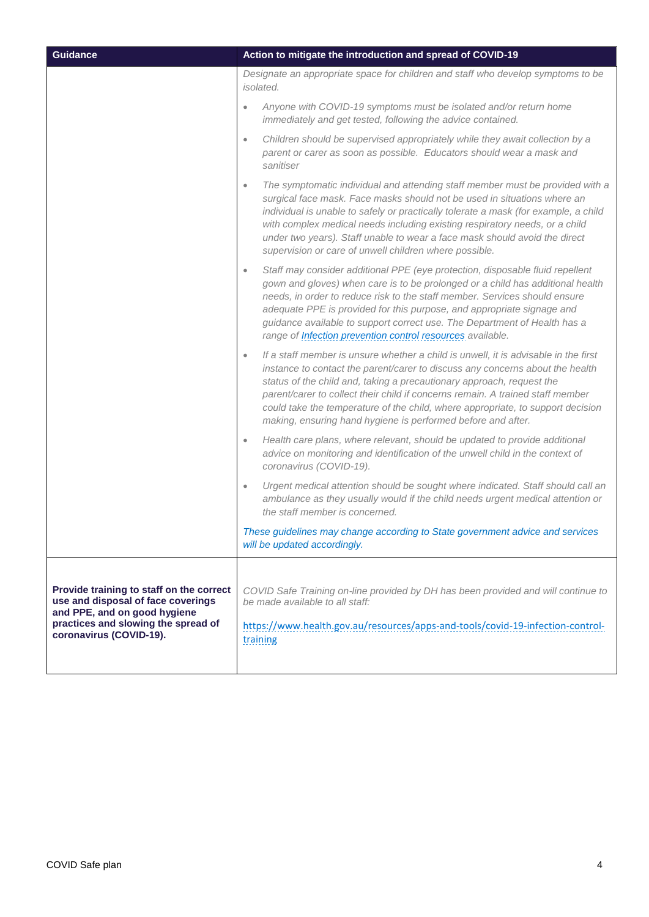| Guidance | Action to mitigate the introduction and spread of COVID-19 |
|---|---|
| | *Designate an appropriate space for children and staff who develop symptoms to be isolated.*<br>• *Anyone with COVID-19 symptoms must be isolated and/or return home immediately and get tested, following the advice contained.*<br>• *Children should be supervised appropriately while they await collection by a parent or carer as soon as possible. Educators should wear a mask and sanitiser*<br>• *The symptomatic individual and attending staff member must be provided with a surgical face mask. Face masks should not be used in situations where an individual is unable to safely or practically tolerate a mask (for example, a child with complex medical needs including existing respiratory needs, or a child under two years). Staff unable to wear a face mask should avoid the direct supervision or care of unwell children where possible.*<br>• *Staff may consider additional PPE (eye protection, disposable fluid repellent gown and gloves) when care is to be prolonged or a child has additional health needs, in order to reduce risk to the staff member. Services should ensure adequate PPE is provided for this purpose, and appropriate signage and guidance available to support correct use. The Department of Health has a range of [Infection prevention control resources](#) available.*<br>• *If a staff member is unsure whether a child is unwell, it is advisable in the first instance to contact the parent/carer to discuss any concerns about the health status of the child and, taking a precautionary approach, request the parent/carer to collect their child if concerns remain. A trained staff member could take the temperature of the child, where appropriate, to support decision making, ensuring hand hygiene is performed before and after.*<br>• *Health care plans, where relevant, should be updated to provide additional advice on monitoring and identification of the unwell child in the context of coronavirus (COVID-19).*<br>• *Urgent medical attention should be sought where indicated. Staff should call an ambulance as they usually would if the child needs urgent medical attention or the staff member is concerned.*<br>*These guidelines may change according to State government advice and services will be updated accordingly.* |
| **Provide training to staff on the correct use and disposal of face coverings and PPE, and on good hygiene practices and slowing the spread of coronavirus (COVID-19).** | *COVID Safe Training on-line provided by DH has been provided and will continue to be made available to all staff:*<br>https://www.health.gov.au/resources/apps-and-tools/covid-19-infection-control-training |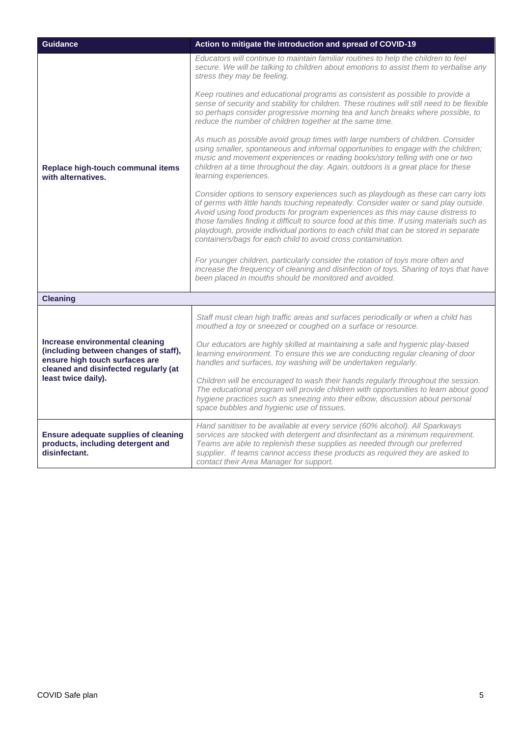| Guidance | Action to mitigate the introduction and spread of COVID-19 |
|---|---|
| **Replace high-touch communal items with alternatives.** | *Educators will continue to maintain familiar routines to help the children to feel secure. We will be talking to children about emotions to assist them to verbalise any stress they may be feeling.*<br><br>*Keep routines and educational programs as consistent as possible to provide a sense of security and stability for children. These routines will still need to be flexible so perhaps consider progressive morning tea and lunch breaks where possible, to reduce the number of children together at the same time.*<br><br>*As much as possible avoid group times with large numbers of children. Consider using smaller, spontaneous and informal opportunities to engage with the children; music and movement experiences or reading books/story telling with one or two children at a time throughout the day. Again, outdoors is a great place for these learning experiences.*<br><br>*Consider options to sensory experiences such as playdough as these can carry lots of germs with little hands touching repeatedly. Consider water or sand play outside. Avoid using food products for program experiences as this may cause distress to those families finding it difficult to source food at this time. If using materials such as playdough, provide individual portions to each child that can be stored in separate containers/bags for each child to avoid cross contamination.*<br><br>*For younger children, particularly consider the rotation of toys more often and increase the frequency of cleaning and disinfection of toys. Sharing of toys that have been placed in mouths should be monitored and avoided.* |
| **Cleaning** | |
| **Increase environmental cleaning (including between changes of staff), ensure high touch surfaces are cleaned and disinfected regularly (at least twice daily).** | *Staff must clean high traffic areas and surfaces periodically or when a child has mouthed a toy or sneezed or coughed on a surface or resource.*<br><br>*Our educators are highly skilled at maintaining a safe and hygienic play-based learning environment. To ensure this we are conducting regular cleaning of door handles and surfaces, toy washing will be undertaken regularly.*<br><br>*Children will be encouraged to wash their hands regularly throughout the session. The educational program will provide children with opportunities to learn about good hygiene practices such as sneezing into their elbow, discussion about personal space bubbles and hygienic use of tissues.* |
| **Ensure adequate supplies of cleaning products, including detergent and disinfectant.** | *Hand sanitiser to be available at every service (60% alcohol). All Sparkways services are stocked with detergent and disinfectant as a minimum requirement. Teams are able to replenish these supplies as needed through our preferred supplier. If teams cannot access these products as required they are asked to contact their Area Manager for support.* |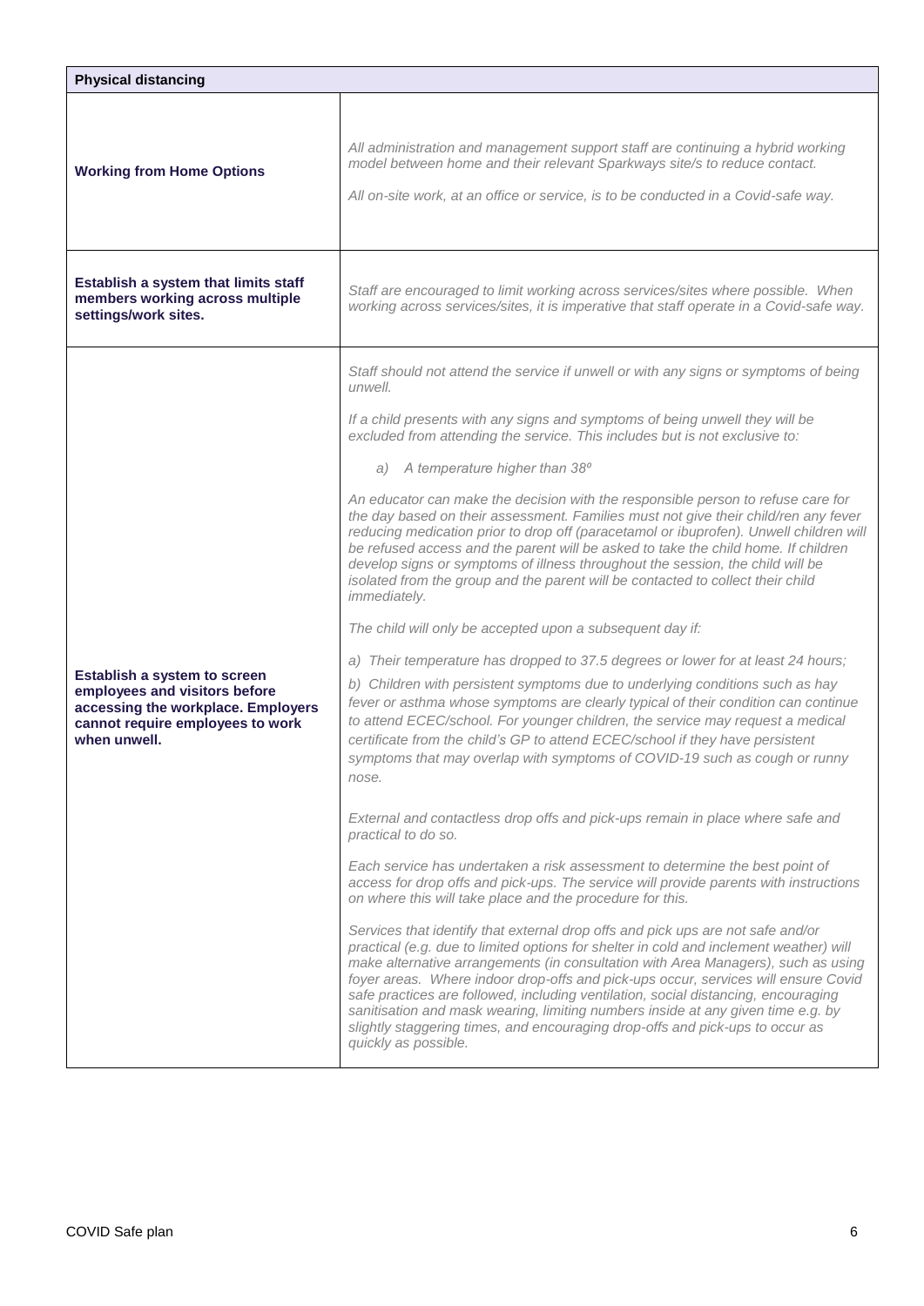| Physical distancing | |
|---|---|
| **Working from Home Options** | *All administration and management support staff are continuing a hybrid working model between home and their relevant Sparkways site/s to reduce contact.*<br><br>*All on-site work, at an office or service, is to be conducted in a Covid-safe way.* |
| **Establish a system that limits staff members working across multiple settings/work sites.** | *Staff are encouraged to limit working across services/sites where possible. When working across services/sites, it is imperative that staff operate in a Covid-safe way.* |
| **Establish a system to screen employees and visitors before accessing the workplace. Employers cannot require employees to work when unwell.** | *Staff should not attend the service if unwell or with any signs or symptoms of being unwell.*<br><br>*If a child presents with any signs and symptoms of being unwell they will be excluded from attending the service. This includes but is not exclusive to:*<br><br>*a) A temperature higher than 38º*<br><br>*An educator can make the decision with the responsible person to refuse care for the day based on their assessment. Families must not give their child/ren any fever reducing medication prior to drop off (paracetamol or ibuprofen). Unwell children will be refused access and the parent will be asked to take the child home. If children develop signs or symptoms of illness throughout the session, the child will be isolated from the group and the parent will be contacted to collect their child immediately.*<br><br>*The child will only be accepted upon a subsequent day if:*<br><br>*a) Their temperature has dropped to 37.5 degrees or lower for at least 24 hours;*<br><br>*b) Children with persistent symptoms due to underlying conditions such as hay fever or asthma whose symptoms are clearly typical of their condition can continue to attend ECEC/school. For younger children, the service may request a medical certificate from the child's GP to attend ECEC/school if they have persistent symptoms that may overlap with symptoms of COVID-19 such as cough or runny nose.*<br><br>*External and contactless drop offs and pick-ups remain in place where safe and practical to do so.*<br><br>*Each service has undertaken a risk assessment to determine the best point of access for drop offs and pick-ups. The service will provide parents with instructions on where this will take place and the procedure for this.*<br><br>*Services that identify that external drop offs and pick ups are not safe and/or practical (e.g. due to limited options for shelter in cold and inclement weather) will make alternative arrangements (in consultation with Area Managers), such as using foyer areas. Where indoor drop-offs and pick-ups occur, services will ensure Covid safe practices are followed, including ventilation, social distancing, encouraging sanitisation and mask wearing, limiting numbers inside at any given time e.g. by slightly staggering times, and encouraging drop-offs and pick-ups to occur as quickly as possible.* |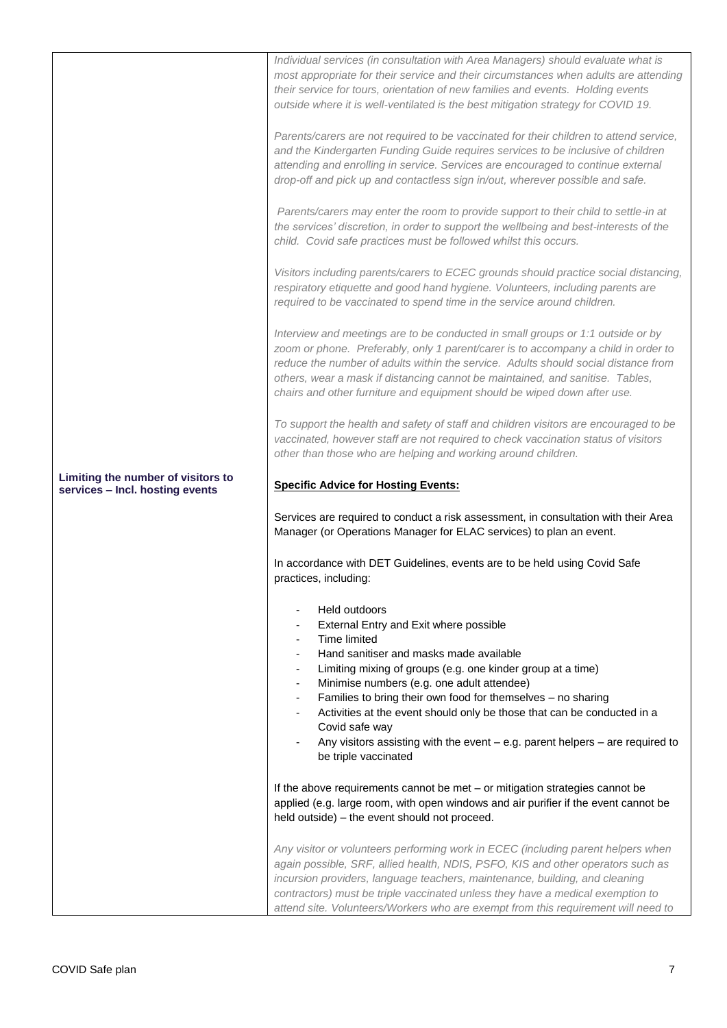| | |
|---|---|
| **Limiting the number of visitors to services – Incl. hosting events** | *Individual services (in consultation with Area Managers) should evaluate what is most appropriate for their service and their circumstances when adults are attending their service for tours, orientation of new families and events. Holding events outside where it is well-ventilated is the best mitigation strategy for COVID 19.*<br><br>*Parents/carers are not required to be vaccinated for their children to attend service, and the Kindergarten Funding Guide requires services to be inclusive of children attending and enrolling in service. Services are encouraged to continue external drop-off and pick up and contactless sign in/out, wherever possible and safe.*<br><br>*Parents/carers may enter the room to provide support to their child to settle-in at the services' discretion, in order to support the wellbeing and best-interests of the child. Covid safe practices must be followed whilst this occurs.*<br><br>*Visitors including parents/carers to ECEC grounds should practice social distancing, respiratory etiquette and good hand hygiene. Volunteers, including parents are required to be vaccinated to spend time in the service around children.*<br><br>*Interview and meetings are to be conducted in small groups or 1:1 outside or by zoom or phone. Preferably, only 1 parent/carer is to accompany a child in order to reduce the number of adults within the service. Adults should social distance from others, wear a mask if distancing cannot be maintained, and sanitise. Tables, chairs and other furniture and equipment should be wiped down after use.*<br><br>*To support the health and safety of staff and children visitors are encouraged to be vaccinated, however staff are not required to check vaccination status of visitors other than those who are helping and working around children.*<br><br>**<u>Specific Advice for Hosting Events:</u>**<br><br>Services are required to conduct a risk assessment, in consultation with their Area Manager (or Operations Manager for ELAC services) to plan an event.<br><br>In accordance with DET Guidelines, events are to be held using Covid Safe practices, including:<br><br>- Held outdoors<br>- External Entry and Exit where possible<br>- Time limited<br>- Hand sanitiser and masks made available<br>- Limiting mixing of groups (e.g. one kinder group at a time)<br>- Minimise numbers (e.g. one adult attendee)<br>- Families to bring their own food for themselves – no sharing<br>- Activities at the event should only be those that can be conducted in a Covid safe way<br>- Any visitors assisting with the event – e.g. parent helpers – are required to be triple vaccinated<br><br>If the above requirements cannot be met – or mitigation strategies cannot be applied (e.g. large room, with open windows and air purifier if the event cannot be held outside) – the event should not proceed.<br><br>*Any visitor or volunteers performing work in ECEC (including parent helpers when again possible, SRF, allied health, NDIS, PSFO, KIS and other operators such as incursion providers, language teachers, maintenance, building, and cleaning contractors) must be triple vaccinated unless they have a medical exemption to attend site. Volunteers/Workers who are exempt from this requirement will need to* |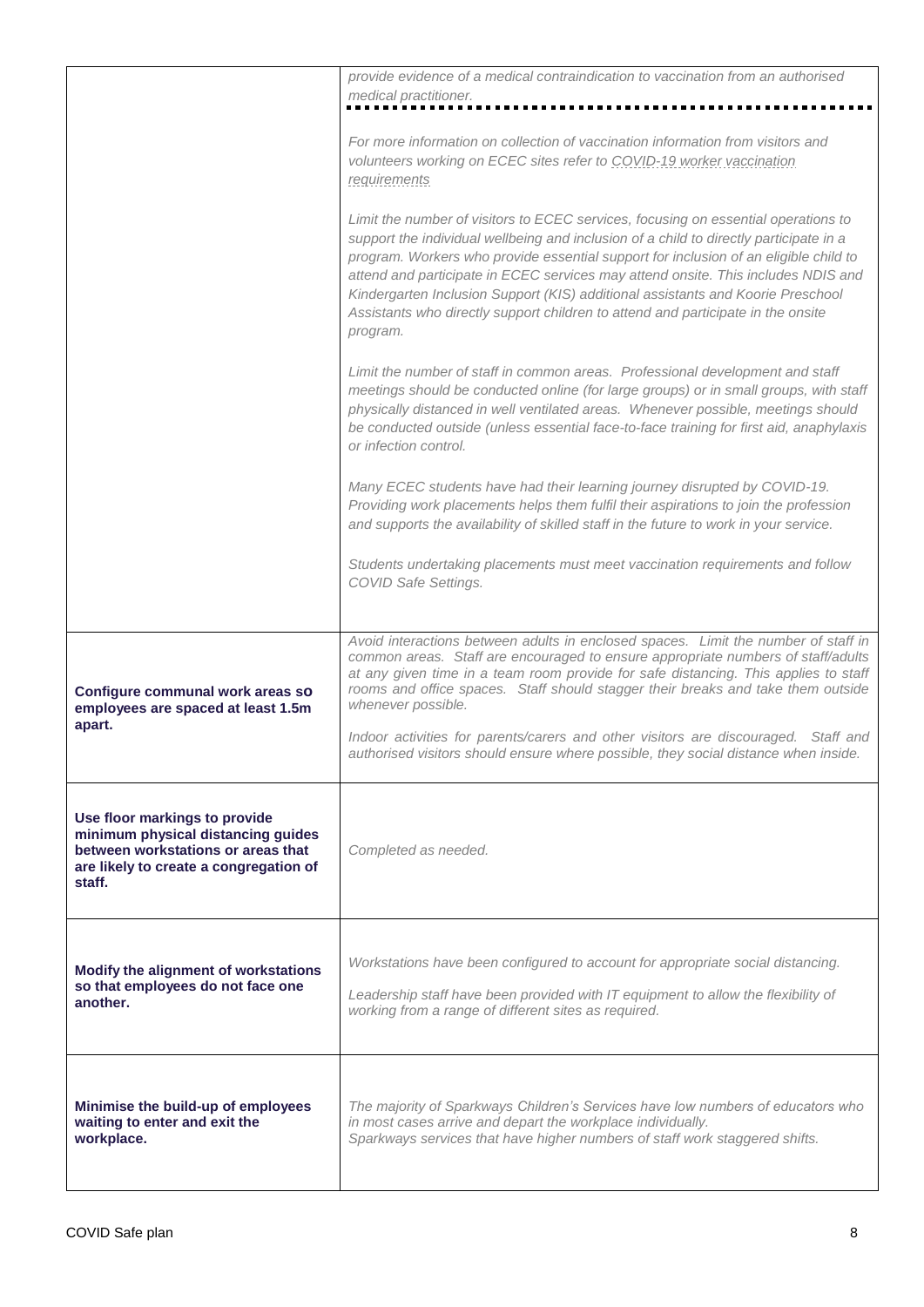| | |
|---|---|
| | *provide evidence of a medical contraindication to vaccination from an authorised medical practitioner.*<br><br>*For more information on collection of vaccination information from visitors and volunteers working on ECEC sites refer to COVID-19 worker vaccination requirements*<br><br>*Limit the number of visitors to ECEC services, focusing on essential operations to support the individual wellbeing and inclusion of a child to directly participate in a program. Workers who provide essential support for inclusion of an eligible child to attend and participate in ECEC services may attend onsite. This includes NDIS and Kindergarten Inclusion Support (KIS) additional assistants and Koorie Preschool Assistants who directly support children to attend and participate in the onsite program.*<br><br>*Limit the number of staff in common areas. Professional development and staff meetings should be conducted online (for large groups) or in small groups, with staff physically distanced in well ventilated areas. Whenever possible, meetings should be conducted outside (unless essential face-to-face training for first aid, anaphylaxis or infection control.*<br><br>*Many ECEC students have had their learning journey disrupted by COVID-19. Providing work placements helps them fulfil their aspirations to join the profession and supports the availability of skilled staff in the future to work in your service.*<br><br>*Students undertaking placements must meet vaccination requirements and follow COVID Safe Settings.* |
| **Configure communal work areas so employees are spaced at least 1.5m apart.** | *Avoid interactions between adults in enclosed spaces. Limit the number of staff in common areas. Staff are encouraged to ensure appropriate numbers of staff/adults at any given time in a team room provide for safe distancing. This applies to staff rooms and office spaces. Staff should stagger their breaks and take them outside whenever possible.*<br><br>*Indoor activities for parents/carers and other visitors are discouraged. Staff and authorised visitors should ensure where possible, they social distance when inside.* |
| **Use floor markings to provide minimum physical distancing guides between workstations or areas that are likely to create a congregation of staff.** | *Completed as needed.* |
| **Modify the alignment of workstations so that employees do not face one another.** | *Workstations have been configured to account for appropriate social distancing.*<br><br>*Leadership staff have been provided with IT equipment to allow the flexibility of working from a range of different sites as required.* |
| **Minimise the build-up of employees waiting to enter and exit the workplace.** | *The majority of Sparkways Children's Services have low numbers of educators who in most cases arrive and depart the workplace individually.*<br>*Sparkways services that have higher numbers of staff work staggered shifts.* |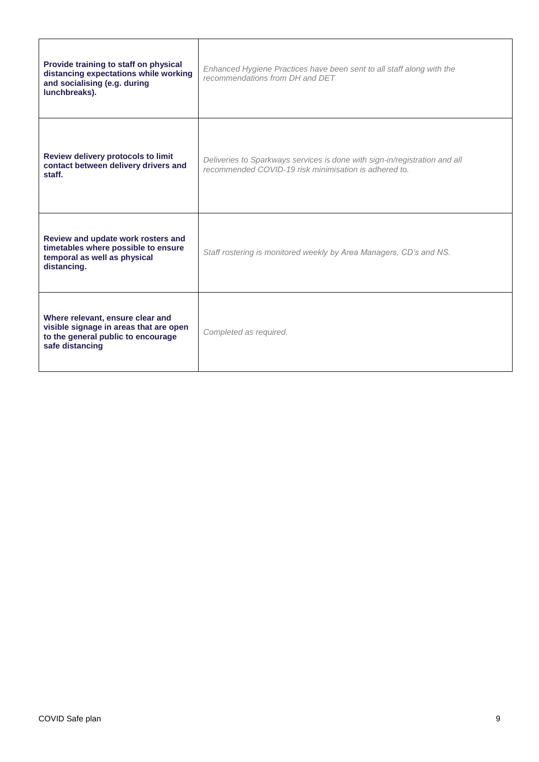| | |
|---|---|
| **Provide training to staff on physical distancing expectations while working and socialising (e.g. during lunchbreaks).** | *Enhanced Hygiene Practices have been sent to all staff along with the recommendations from DH and DET* |
| **Review delivery protocols to limit contact between delivery drivers and staff.** | *Deliveries to Sparkways services is done with sign-in/registration and all recommended COVID-19 risk minimisation is adhered to.* |
| **Review and update work rosters and timetables where possible to ensure temporal as well as physical distancing.** | *Staff rostering is monitored weekly by Area Managers, CD's and NS.* |
| **Where relevant, ensure clear and visible signage in areas that are open to the general public to encourage safe distancing** | *Completed as required.* |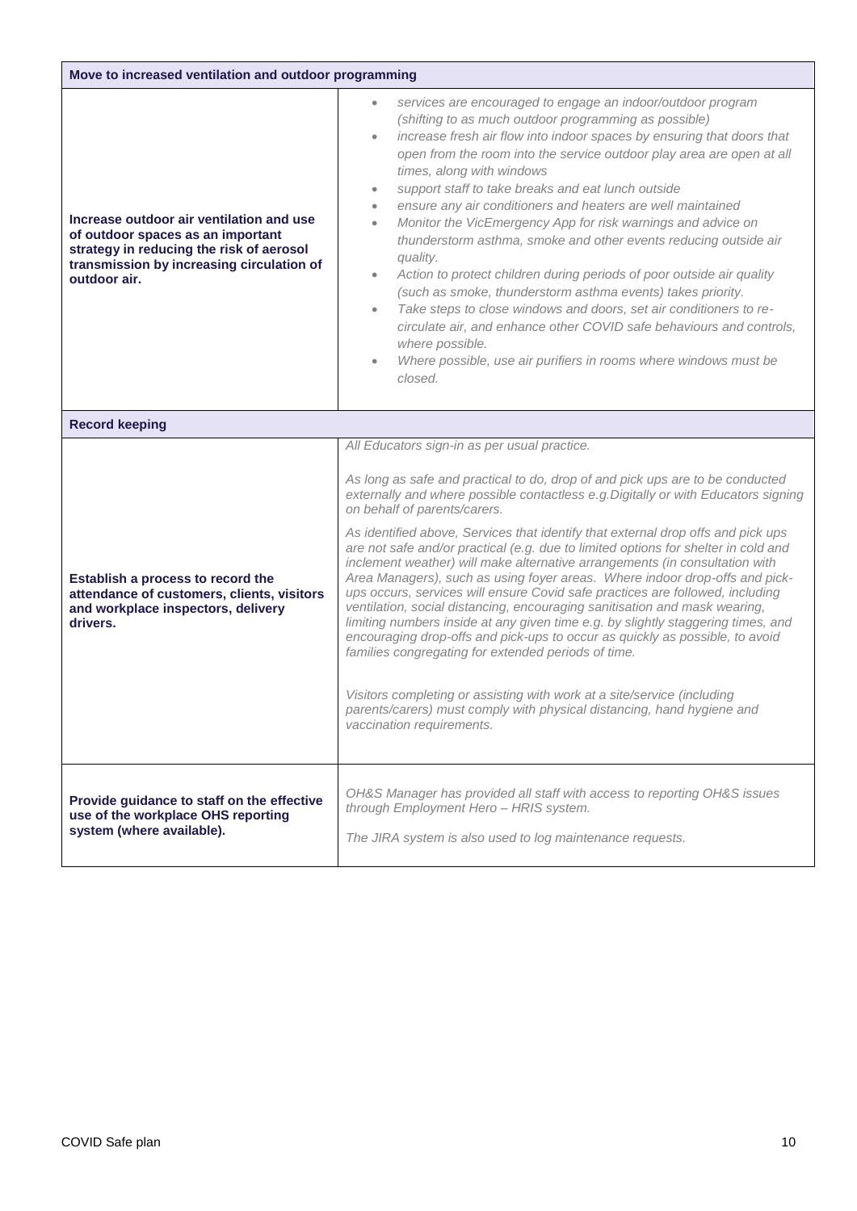| Move to increased ventilation and outdoor programming | |
|---|---|
| **Increase outdoor air ventilation and use of outdoor spaces as an important strategy in reducing the risk of aerosol transmission by increasing circulation of outdoor air.** | • *services are encouraged to engage an indoor/outdoor program (shifting to as much outdoor programming as possible)*<br>• *increase fresh air flow into indoor spaces by ensuring that doors that open from the room into the service outdoor play area are open at all times, along with windows*<br>• *support staff to take breaks and eat lunch outside*<br>• *ensure any air conditioners and heaters are well maintained*<br>• *Monitor the VicEmergency App for risk warnings and advice on thunderstorm asthma, smoke and other events reducing outside air quality.*<br>• *Action to protect children during periods of poor outside air quality (such as smoke, thunderstorm asthma events) takes priority.*<br>• *Take steps to close windows and doors, set air conditioners to re-circulate air, and enhance other COVID safe behaviours and controls, where possible.*<br>• *Where possible, use air purifiers in rooms where windows must be closed.* |
| **Record keeping** | |
| **Establish a process to record the attendance of customers, clients, visitors and workplace inspectors, delivery drivers.** | *All Educators sign-in as per usual practice.*<br><br>*As long as safe and practical to do, drop of and pick ups are to be conducted externally and where possible contactless e.g.Digitally or with Educators signing on behalf of parents/carers.*<br><br>*As identified above, Services that identify that external drop offs and pick ups are not safe and/or practical (e.g. due to limited options for shelter in cold and inclement weather) will make alternative arrangements (in consultation with Area Managers), such as using foyer areas. Where indoor drop-offs and pick-ups occurs, services will ensure Covid safe practices are followed, including ventilation, social distancing, encouraging sanitisation and mask wearing, limiting numbers inside at any given time e.g. by slightly staggering times, and encouraging drop-offs and pick-ups to occur as quickly as possible, to avoid families congregating for extended periods of time.*<br><br>*Visitors completing or assisting with work at a site/service (including parents/carers) must comply with physical distancing, hand hygiene and vaccination requirements.* |
| **Provide guidance to staff on the effective use of the workplace OHS reporting system (where available).** | *OH&S Manager has provided all staff with access to reporting OH&S issues through Employment Hero – HRIS system.*<br><br>*The JIRA system is also used to log maintenance requests.* |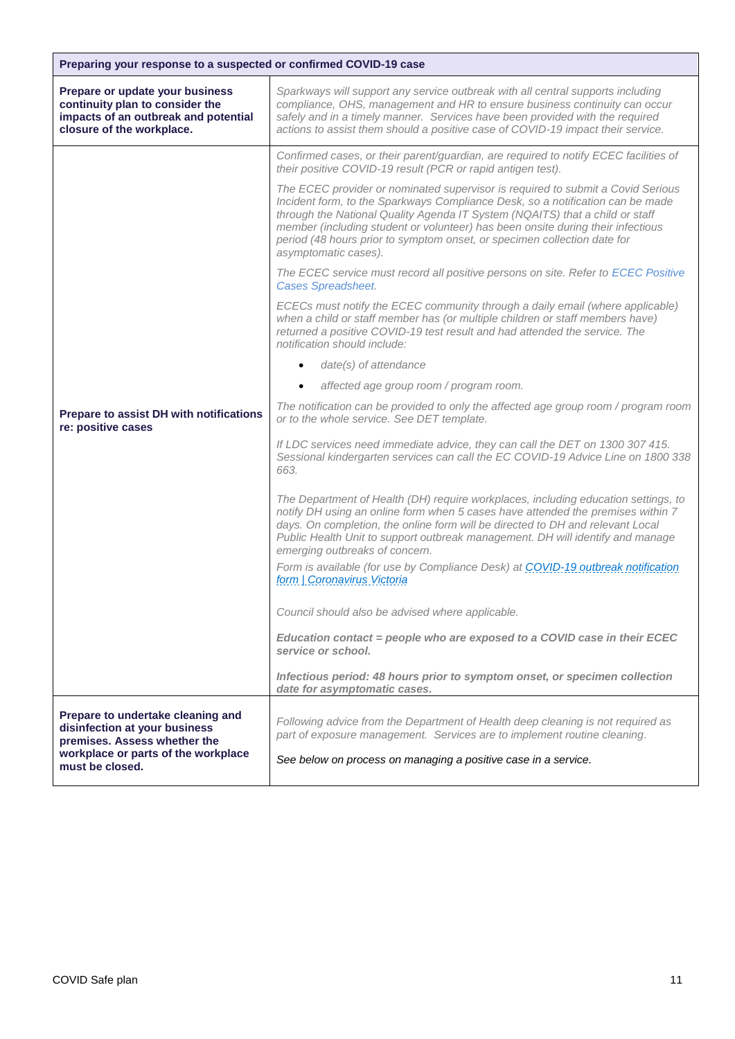| Preparing your response to a suspected or confirmed COVID-19 case | |
|---|---|
| **Prepare or update your business continuity plan to consider the impacts of an outbreak and potential closure of the workplace.** | *Sparkways will support any service outbreak with all central supports including compliance, OHS, management and HR to ensure business continuity can occur safely and in a timely manner. Services have been provided with the required actions to assist them should a positive case of COVID-19 impact their service.* |
| **Prepare to assist DH with notifications re: positive cases** | *Confirmed cases, or their parent/guardian, are required to notify ECEC facilities of their positive COVID-19 result (PCR or rapid antigen test).*<br><br>*The ECEC provider or nominated supervisor is required to submit a Covid Serious Incident form, to the Sparkways Compliance Desk, so a notification can be made through the National Quality Agenda IT System (NQAITS) that a child or staff member (including student or volunteer) has been onsite during their infectious period (48 hours prior to symptom onset, or specimen collection date for asymptomatic cases).*<br><br>*The ECEC service must record all positive persons on site. Refer to ECEC Positive Cases Spreadsheet.*<br><br>*ECECs must notify the ECEC community through a daily email (where applicable) when a child or staff member has (or multiple children or staff members have) returned a positive COVID-19 test result and had attended the service. The notification should include:*<br>• *date(s) of attendance*<br>• *affected age group room / program room.*<br><br>*The notification can be provided to only the affected age group room / program room or to the whole service. See DET template.*<br><br>*If LDC services need immediate advice, they can call the DET on 1300 307 415. Sessional kindergarten services can call the EC COVID-19 Advice Line on 1800 338 663.*<br><br>*The Department of Health (DH) require workplaces, including education settings, to notify DH using an online form when 5 cases have attended the premises within 7 days. On completion, the online form will be directed to DH and relevant Local Public Health Unit to support outbreak management. DH will identify and manage emerging outbreaks of concern.*<br>*Form is available (for use by Compliance Desk) at COVID-19 outbreak notification form \| Coronavirus Victoria*<br><br>*Council should also be advised where applicable.*<br><br>***Education contact = people who are exposed to a COVID case in their ECEC service or school.***<br><br>***Infectious period: 48 hours prior to symptom onset, or specimen collection date for asymptomatic cases.*** |
| **Prepare to undertake cleaning and disinfection at your business premises. Assess whether the workplace or parts of the workplace must be closed.** | *Following advice from the Department of Health deep cleaning is not required as part of exposure management. Services are to implement routine cleaning.*<br><br>*See below on process on managing a positive case in a service.* |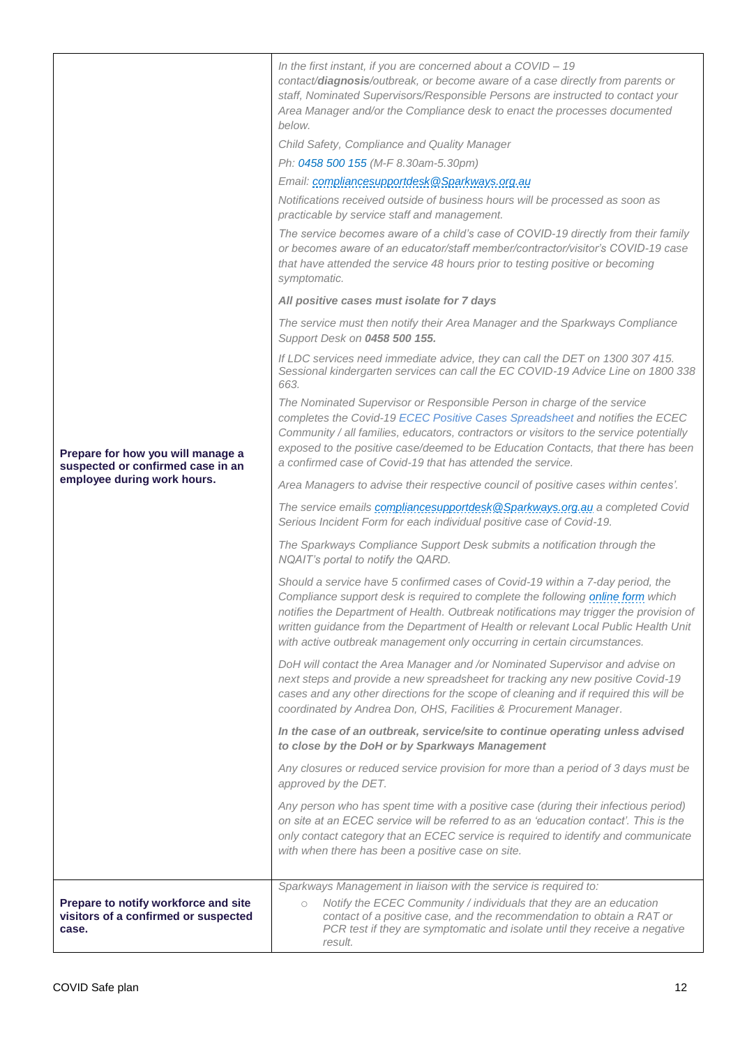| | |
|---|---|
| **Prepare for how you will manage a suspected or confirmed case in an employee during work hours.** | *In the first instant, if you are concerned about a COVID – 19 contact/**diagnosis**/outbreak, or become aware of a case directly from parents or staff, Nominated Supervisors/Responsible Persons are instructed to contact your Area Manager and/or the Compliance desk to enact the processes documented below.*<br>*Child Safety, Compliance and Quality Manager*<br>*Ph: 0458 500 155 (M-F 8.30am-5.30pm)*<br>*Email: compliancesupportdesk@Sparkways.org.au*<br>*Notifications received outside of business hours will be processed as soon as practicable by service staff and management.*<br>*The service becomes aware of a child's case of COVID-19 directly from their family or becomes aware of an educator/staff member/contractor/visitor's COVID-19 case that have attended the service 48 hours prior to testing positive or becoming symptomatic.*<br>***All positive cases must isolate for 7 days***<br>*The service must then notify their Area Manager and the Sparkways Compliance Support Desk on **0458 500 155.***<br>*If LDC services need immediate advice, they can call the DET on 1300 307 415. Sessional kindergarten services can call the EC COVID-19 Advice Line on 1800 338 663.*<br>*The Nominated Supervisor or Responsible Person in charge of the service completes the Covid-19 ECEC Positive Cases Spreadsheet and notifies the ECEC Community / all families, educators, contractors or visitors to the service potentially exposed to the positive case/deemed to be Education Contacts, that there has been a confirmed case of Covid-19 that has attended the service.*<br>*Area Managers to advise their respective council of positive cases within centes'.*<br>*The service emails compliancesupportdesk@Sparkways.org.au a completed Covid Serious Incident Form for each individual positive case of Covid-19.*<br>*The Sparkways Compliance Support Desk submits a notification through the NQAIT's portal to notify the QARD.*<br>*Should a service have 5 confirmed cases of Covid-19 within a 7-day period, the Compliance support desk is required to complete the following online form which notifies the Department of Health. Outbreak notifications may trigger the provision of written guidance from the Department of Health or relevant Local Public Health Unit with active outbreak management only occurring in certain circumstances.*<br>*DoH will contact the Area Manager and /or Nominated Supervisor and advise on next steps and provide a new spreadsheet for tracking any new positive Covid-19 cases and any other directions for the scope of cleaning and if required this will be coordinated by Andrea Don, OHS, Facilities & Procurement Manager.*<br>***In the case of an outbreak, service/site to continue operating unless advised to close by the DoH or by Sparkways Management***<br>*Any closures or reduced service provision for more than a period of 3 days must be approved by the DET.*<br>*Any person who has spent time with a positive case (during their infectious period) on site at an ECEC service will be referred to as an 'education contact'. This is the only contact category that an ECEC service is required to identify and communicate with when there has been a positive case on site.* |
| **Prepare to notify workforce and site visitors of a confirmed or suspected case.** | *Sparkways Management in liaison with the service is required to:*<br>- *Notify the ECEC Community / individuals that they are an education contact of a positive case, and the recommendation to obtain a RAT or PCR test if they are symptomatic and isolate until they receive a negative result.* |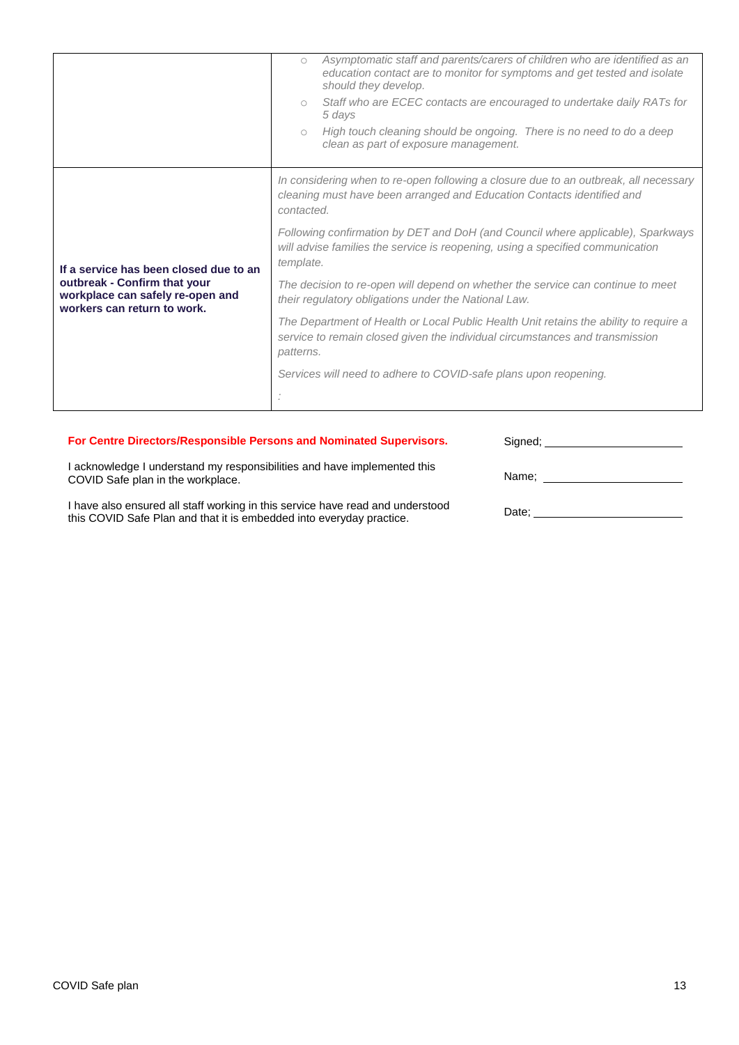| | |
|---|---|
| | <ul><li>*Asymptomatic staff and parents/carers of children who are identified as an education contact are to monitor for symptoms and get tested and isolate should they develop.*</li><li>*Staff who are ECEC contacts are encouraged to undertake daily RATs for 5 days*</li><li>*High touch cleaning should be ongoing. There is no need to do a deep clean as part of exposure management.*</li></ul> |
| **If a service has been closed due to an outbreak - Confirm that your workplace can safely re-open and workers can return to work.** | *In considering when to re-open following a closure due to an outbreak, all necessary cleaning must have been arranged and Education Contacts identified and contacted.*<br><br>*Following confirmation by DET and DoH (and Council where applicable), Sparkways will advise families the service is reopening, using a specified communication template.*<br><br>*The decision to re-open will depend on whether the service can continue to meet their regulatory obligations under the National Law.*<br><br>*The Department of Health or Local Public Health Unit retains the ability to require a service to remain closed given the individual circumstances and transmission patterns.*<br><br>*Services will need to adhere to COVID-safe plans upon reopening.*<br><br>*:* |

**For Centre Directors/Responsible Persons and Nominated Supervisors.**

I acknowledge I understand my responsibilities and have implemented this COVID Safe plan in the workplace.

I have also ensured all staff working in this service have read and understood this COVID Safe Plan and that it is embedded into everyday practice.

Signed; ______________________

Name; ______________________

Date; ______________________